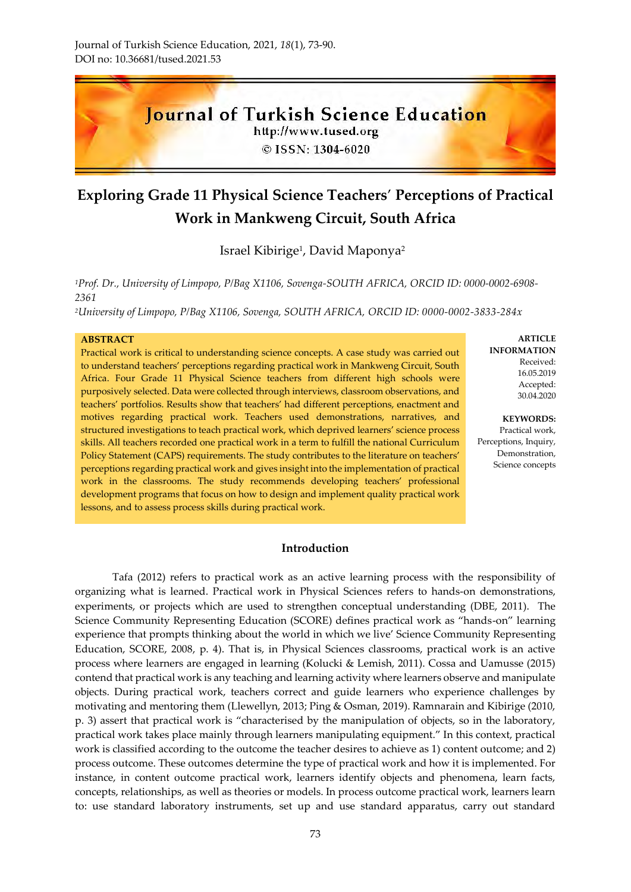Journal of Turkish Science Education, 2021, *18*(1), 73-90.
DOI no: 10.36681/tused.2021.53

# Journal of Turkish Science Education

http://www.tused.org

© ISSN: 1304-6020

# Exploring Grade 11 Physical Science Teachers' Perceptions of Practical Work in Mankweng Circuit, South Africa

Israel Kibirige[1], David Maponya[2]

[1]*Prof. Dr., University of Limpopo, P/Bag X1106, Sovenga-SOUTH AFRICA, ORCID ID: 0000-0002-6908-2361*

[2]*University of Limpopo, P/Bag X1106, Sovenga, SOUTH AFRICA, ORCID ID: 0000-0002-3833-284x*

**ABSTRACT**

Practical work is critical to understanding science concepts. A case study was carried out to understand teachers' perceptions regarding practical work in Mankweng Circuit, South Africa. Four Grade 11 Physical Science teachers from different high schools were purposively selected. Data were collected through interviews, classroom observations, and teachers' portfolios. Results show that teachers' had different perceptions, enactment and motives regarding practical work. Teachers used demonstrations, narratives, and structured investigations to teach practical work, which deprived learners' science process skills. All teachers recorded one practical work in a term to fulfill the national Curriculum Policy Statement (CAPS) requirements. The study contributes to the literature on teachers' perceptions regarding practical work and gives insight into the implementation of practical work in the classrooms. The study recommends developing teachers' professional development programs that focus on how to design and implement quality practical work lessons, and to assess process skills during practical work.

**ARTICLE INFORMATION**

Received: 16.05.2019

Accepted: 30.04.2020

**KEYWORDS:**

Practical work, Perceptions, Inquiry, Demonstration, Science concepts

## Introduction

Tafa (2012) refers to practical work as an active learning process with the responsibility of organizing what is learned. Practical work in Physical Sciences refers to hands-on demonstrations, experiments, or projects which are used to strengthen conceptual understanding (DBE, 2011). The Science Community Representing Education (SCORE) defines practical work as "hands-on" learning experience that prompts thinking about the world in which we live' Science Community Representing Education, SCORE, 2008, p. 4). That is, in Physical Sciences classrooms, practical work is an active process where learners are engaged in learning (Kolucki & Lemish, 2011). Cossa and Uamusse (2015) contend that practical work is any teaching and learning activity where learners observe and manipulate objects. During practical work, teachers correct and guide learners who experience challenges by motivating and mentoring them (Llewellyn, 2013; Ping & Osman, 2019). Ramnarain and Kibirige (2010, p. 3) assert that practical work is "characterised by the manipulation of objects, so in the laboratory, practical work takes place mainly through learners manipulating equipment." In this context, practical work is classified according to the outcome the teacher desires to achieve as 1) content outcome; and 2) process outcome. These outcomes determine the type of practical work and how it is implemented. For instance, in content outcome practical work, learners identify objects and phenomena, learn facts, concepts, relationships, as well as theories or models. In process outcome practical work, learners learn to: use standard laboratory instruments, set up and use standard apparatus, carry out standard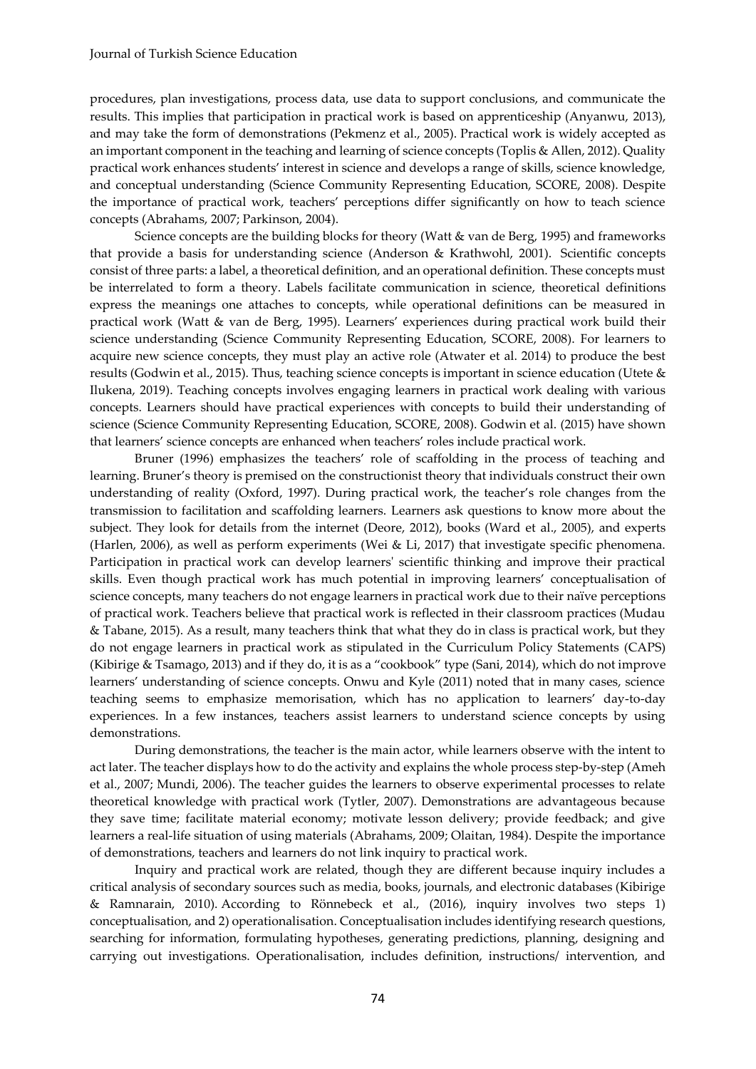procedures, plan investigations, process data, use data to support conclusions, and communicate the results. This implies that participation in practical work is based on apprenticeship (Anyanwu, 2013), and may take the form of demonstrations (Pekmenz et al., 2005). Practical work is widely accepted as an important component in the teaching and learning of science concepts (Toplis & Allen, 2012). Quality practical work enhances students' interest in science and develops a range of skills, science knowledge, and conceptual understanding (Science Community Representing Education, SCORE, 2008). Despite the importance of practical work, teachers' perceptions differ significantly on how to teach science concepts (Abrahams, 2007; Parkinson, 2004).

Science concepts are the building blocks for theory (Watt & van de Berg, 1995) and frameworks that provide a basis for understanding science (Anderson & Krathwohl, 2001). Scientific concepts consist of three parts: a label, a theoretical definition, and an operational definition. These concepts must be interrelated to form a theory. Labels facilitate communication in science, theoretical definitions express the meanings one attaches to concepts, while operational definitions can be measured in practical work (Watt & van de Berg, 1995). Learners' experiences during practical work build their science understanding (Science Community Representing Education, SCORE, 2008). For learners to acquire new science concepts, they must play an active role (Atwater et al. 2014) to produce the best results (Godwin et al., 2015). Thus, teaching science concepts is important in science education (Utete & Ilukena, 2019). Teaching concepts involves engaging learners in practical work dealing with various concepts. Learners should have practical experiences with concepts to build their understanding of science (Science Community Representing Education, SCORE, 2008). Godwin et al. (2015) have shown that learners' science concepts are enhanced when teachers' roles include practical work.

Bruner (1996) emphasizes the teachers' role of scaffolding in the process of teaching and learning. Bruner's theory is premised on the constructionist theory that individuals construct their own understanding of reality (Oxford, 1997). During practical work, the teacher's role changes from the transmission to facilitation and scaffolding learners. Learners ask questions to know more about the subject. They look for details from the internet (Deore, 2012), books (Ward et al., 2005), and experts (Harlen, 2006), as well as perform experiments (Wei & Li, 2017) that investigate specific phenomena. Participation in practical work can develop learners' scientific thinking and improve their practical skills. Even though practical work has much potential in improving learners' conceptualisation of science concepts, many teachers do not engage learners in practical work due to their naïve perceptions of practical work. Teachers believe that practical work is reflected in their classroom practices (Mudau & Tabane, 2015). As a result, many teachers think that what they do in class is practical work, but they do not engage learners in practical work as stipulated in the Curriculum Policy Statements (CAPS) (Kibirige & Tsamago, 2013) and if they do, it is as a "cookbook" type (Sani, 2014), which do not improve learners' understanding of science concepts. Onwu and Kyle (2011) noted that in many cases, science teaching seems to emphasize memorisation, which has no application to learners' day-to-day experiences. In a few instances, teachers assist learners to understand science concepts by using demonstrations.

During demonstrations, the teacher is the main actor, while learners observe with the intent to act later. The teacher displays how to do the activity and explains the whole process step-by-step (Ameh et al., 2007; Mundi, 2006). The teacher guides the learners to observe experimental processes to relate theoretical knowledge with practical work (Tytler, 2007). Demonstrations are advantageous because they save time; facilitate material economy; motivate lesson delivery; provide feedback; and give learners a real-life situation of using materials (Abrahams, 2009; Olaitan, 1984). Despite the importance of demonstrations, teachers and learners do not link inquiry to practical work.

Inquiry and practical work are related, though they are different because inquiry includes a critical analysis of secondary sources such as media, books, journals, and electronic databases (Kibirige & Ramnarain, 2010). According to Rönnebeck et al., (2016), inquiry involves two steps 1) conceptualisation, and 2) operationalisation. Conceptualisation includes identifying research questions, searching for information, formulating hypotheses, generating predictions, planning, designing and carrying out investigations. Operationalisation, includes definition, instructions/ intervention, and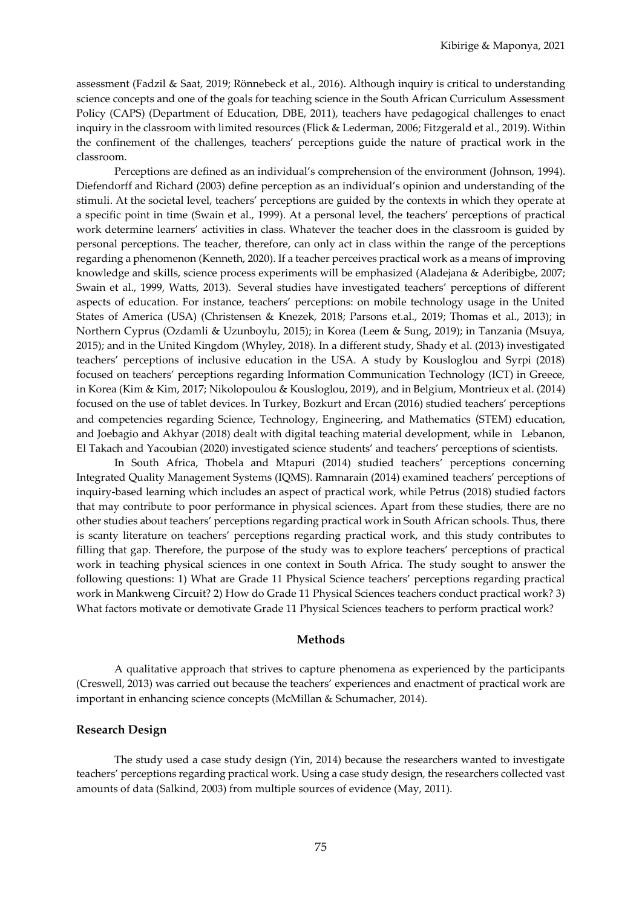assessment (Fadzil & Saat, 2019; Rönnebeck et al., 2016). Although inquiry is critical to understanding science concepts and one of the goals for teaching science in the South African Curriculum Assessment Policy (CAPS) (Department of Education, DBE, 2011), teachers have pedagogical challenges to enact inquiry in the classroom with limited resources (Flick & Lederman, 2006; Fitzgerald et al., 2019). Within the confinement of the challenges, teachers' perceptions guide the nature of practical work in the classroom.

Perceptions are defined as an individual's comprehension of the environment (Johnson, 1994). Diefendorff and Richard (2003) define perception as an individual's opinion and understanding of the stimuli. At the societal level, teachers' perceptions are guided by the contexts in which they operate at a specific point in time (Swain et al., 1999). At a personal level, the teachers' perceptions of practical work determine learners' activities in class. Whatever the teacher does in the classroom is guided by personal perceptions. The teacher, therefore, can only act in class within the range of the perceptions regarding a phenomenon (Kenneth, 2020). If a teacher perceives practical work as a means of improving knowledge and skills, science process experiments will be emphasized (Aladejana & Aderibigbe, 2007; Swain et al., 1999, Watts, 2013). Several studies have investigated teachers' perceptions of different aspects of education. For instance, teachers' perceptions: on mobile technology usage in the United States of America (USA) (Christensen & Knezek, 2018; Parsons et.al., 2019; Thomas et al., 2013); in Northern Cyprus (Ozdamli & Uzunboylu, 2015); in Korea (Leem & Sung, 2019); in Tanzania (Msuya, 2015); and in the United Kingdom (Whyley, 2018). In a different study, Shady et al. (2013) investigated teachers' perceptions of inclusive education in the USA. A study by Kousloglou and Syrpi (2018) focused on teachers' perceptions regarding Information Communication Technology (ICT) in Greece, in Korea (Kim & Kim, 2017; Nikolopoulou & Kousloglou, 2019), and in Belgium, Montrieux et al. (2014) focused on the use of tablet devices. In Turkey, Bozkurt and Ercan (2016) studied teachers' perceptions and competencies regarding Science, Technology, Engineering, and Mathematics (STEM) education, and Joebagio and Akhyar (2018) dealt with digital teaching material development, while in Lebanon, El Takach and Yacoubian (2020) investigated science students' and teachers' perceptions of scientists.

In South Africa, Thobela and Mtapuri (2014) studied teachers' perceptions concerning Integrated Quality Management Systems (IQMS). Ramnarain (2014) examined teachers' perceptions of inquiry-based learning which includes an aspect of practical work, while Petrus (2018) studied factors that may contribute to poor performance in physical sciences. Apart from these studies, there are no other studies about teachers' perceptions regarding practical work in South African schools. Thus, there is scanty literature on teachers' perceptions regarding practical work, and this study contributes to filling that gap. Therefore, the purpose of the study was to explore teachers' perceptions of practical work in teaching physical sciences in one context in South Africa. The study sought to answer the following questions: 1) What are Grade 11 Physical Science teachers' perceptions regarding practical work in Mankweng Circuit? 2) How do Grade 11 Physical Sciences teachers conduct practical work? 3) What factors motivate or demotivate Grade 11 Physical Sciences teachers to perform practical work?

## Methods

A qualitative approach that strives to capture phenomena as experienced by the participants (Creswell, 2013) was carried out because the teachers' experiences and enactment of practical work are important in enhancing science concepts (McMillan & Schumacher, 2014).

### Research Design

The study used a case study design (Yin, 2014) because the researchers wanted to investigate teachers' perceptions regarding practical work. Using a case study design, the researchers collected vast amounts of data (Salkind, 2003) from multiple sources of evidence (May, 2011).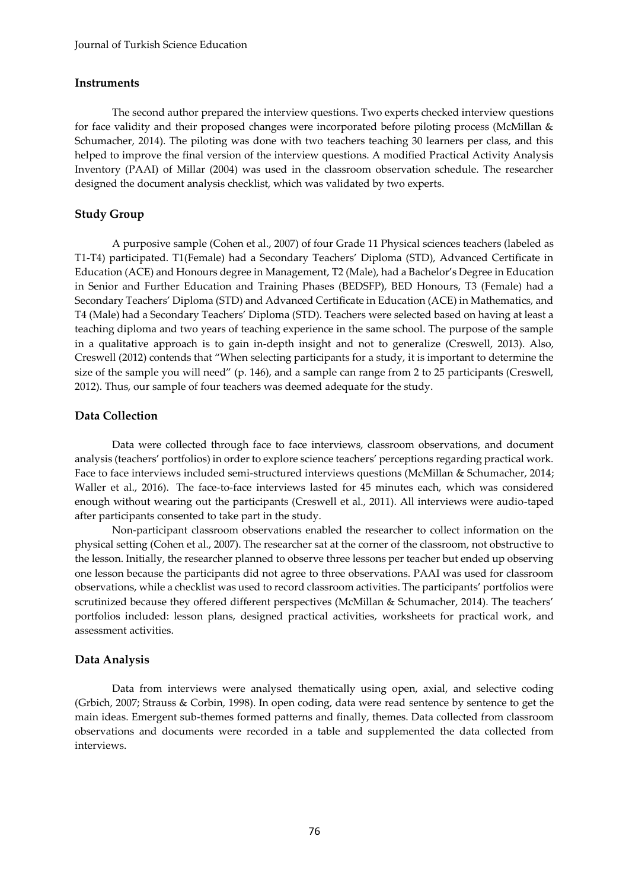## Instruments

The second author prepared the interview questions. Two experts checked interview questions for face validity and their proposed changes were incorporated before piloting process (McMillan & Schumacher, 2014). The piloting was done with two teachers teaching 30 learners per class, and this helped to improve the final version of the interview questions. A modified Practical Activity Analysis Inventory (PAAI) of Millar (2004) was used in the classroom observation schedule. The researcher designed the document analysis checklist, which was validated by two experts.

## Study Group

A purposive sample (Cohen et al., 2007) of four Grade 11 Physical sciences teachers (labeled as T1-T4) participated. T1(Female) had a Secondary Teachers' Diploma (STD), Advanced Certificate in Education (ACE) and Honours degree in Management, T2 (Male), had a Bachelor's Degree in Education in Senior and Further Education and Training Phases (BEDSFP), BED Honours, T3 (Female) had a Secondary Teachers' Diploma (STD) and Advanced Certificate in Education (ACE) in Mathematics, and T4 (Male) had a Secondary Teachers' Diploma (STD). Teachers were selected based on having at least a teaching diploma and two years of teaching experience in the same school. The purpose of the sample in a qualitative approach is to gain in-depth insight and not to generalize (Creswell, 2013). Also, Creswell (2012) contends that "When selecting participants for a study, it is important to determine the size of the sample you will need" (p. 146), and a sample can range from 2 to 25 participants (Creswell, 2012). Thus, our sample of four teachers was deemed adequate for the study.

## Data Collection

Data were collected through face to face interviews, classroom observations, and document analysis (teachers' portfolios) in order to explore science teachers' perceptions regarding practical work. Face to face interviews included semi-structured interviews questions (McMillan & Schumacher, 2014; Waller et al., 2016). The face-to-face interviews lasted for 45 minutes each, which was considered enough without wearing out the participants (Creswell et al., 2011). All interviews were audio-taped after participants consented to take part in the study.

Non-participant classroom observations enabled the researcher to collect information on the physical setting (Cohen et al., 2007). The researcher sat at the corner of the classroom, not obstructive to the lesson. Initially, the researcher planned to observe three lessons per teacher but ended up observing one lesson because the participants did not agree to three observations. PAAI was used for classroom observations, while a checklist was used to record classroom activities. The participants' portfolios were scrutinized because they offered different perspectives (McMillan & Schumacher, 2014). The teachers' portfolios included: lesson plans, designed practical activities, worksheets for practical work, and assessment activities.

## Data Analysis

Data from interviews were analysed thematically using open, axial, and selective coding (Grbich, 2007; Strauss & Corbin, 1998). In open coding, data were read sentence by sentence to get the main ideas. Emergent sub-themes formed patterns and finally, themes. Data collected from classroom observations and documents were recorded in a table and supplemented the data collected from interviews.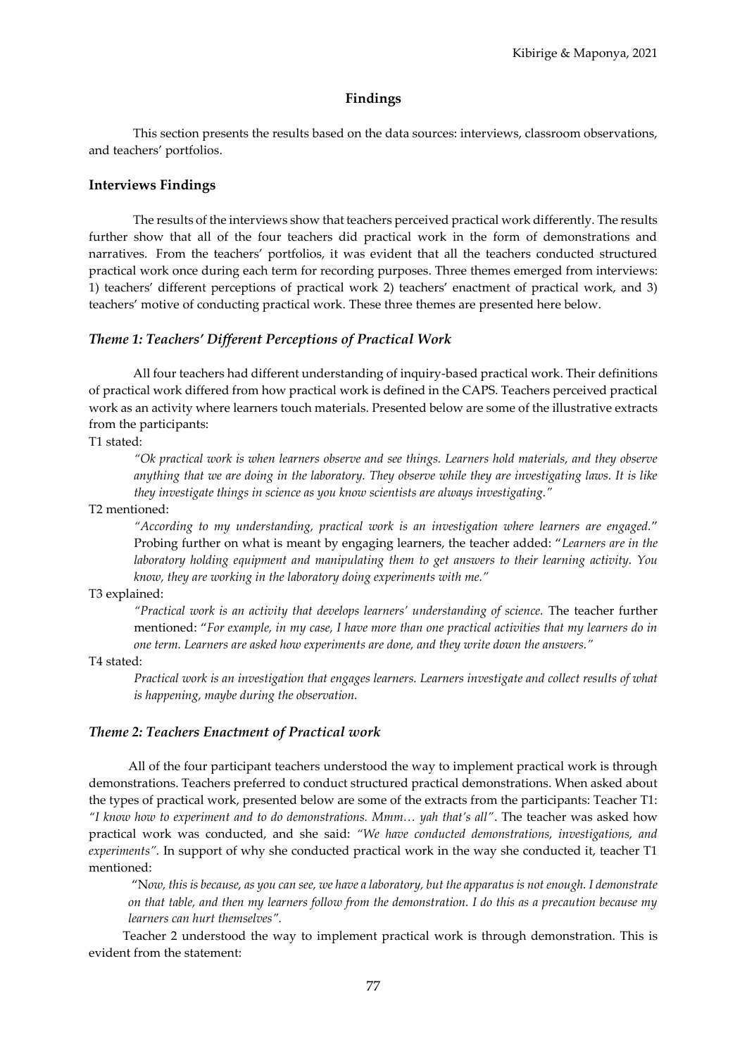## Findings

This section presents the results based on the data sources: interviews, classroom observations, and teachers' portfolios.

### Interviews Findings

The results of the interviews show that teachers perceived practical work differently. The results further show that all of the four teachers did practical work in the form of demonstrations and narratives. From the teachers' portfolios, it was evident that all the teachers conducted structured practical work once during each term for recording purposes. Three themes emerged from interviews: 1) teachers' different perceptions of practical work 2) teachers' enactment of practical work, and 3) teachers' motive of conducting practical work. These three themes are presented here below.

### *Theme 1: Teachers' Different Perceptions of Practical Work*

All four teachers had different understanding of inquiry-based practical work. Their definitions of practical work differed from how practical work is defined in the CAPS. Teachers perceived practical work as an activity where learners touch materials. Presented below are some of the illustrative extracts from the participants:

T1 stated:

> *"Ok practical work is when learners observe and see things. Learners hold materials, and they observe anything that we are doing in the laboratory. They observe while they are investigating laws. It is like they investigate things in science as you know scientists are always investigating."*

T2 mentioned:

> *"According to my understanding, practical work is an investigation where learners are engaged."* Probing further on what is meant by engaging learners, the teacher added: "*Learners are in the laboratory holding equipment and manipulating them to get answers to their learning activity. You know, they are working in the laboratory doing experiments with me."*

T3 explained:

> *"Practical work is an activity that develops learners' understanding of science.* The teacher further mentioned: "*For example, in my case, I have more than one practical activities that my learners do in one term. Learners are asked how experiments are done, and they write down the answers."*

T4 stated:

> *Practical work is an investigation that engages learners. Learners investigate and collect results of what is happening, maybe during the observation.*

### *Theme 2: Teachers Enactment of Practical work*

All of the four participant teachers understood the way to implement practical work is through demonstrations. Teachers preferred to conduct structured practical demonstrations. When asked about the types of practical work, presented below are some of the extracts from the participants: Teacher T1: *"I know how to experiment and to do demonstrations. Mmm… yah that's all"*. The teacher was asked how practical work was conducted, and she said: *"We have conducted demonstrations, investigations, and experiments".* In support of why she conducted practical work in the way she conducted it, teacher T1 mentioned:

> "N*ow, this is because, as you can see, we have a laboratory, but the apparatus is not enough. I demonstrate on that table, and then my learners follow from the demonstration. I do this as a precaution because my learners can hurt themselves".*

Teacher 2 understood the way to implement practical work is through demonstration. This is evident from the statement: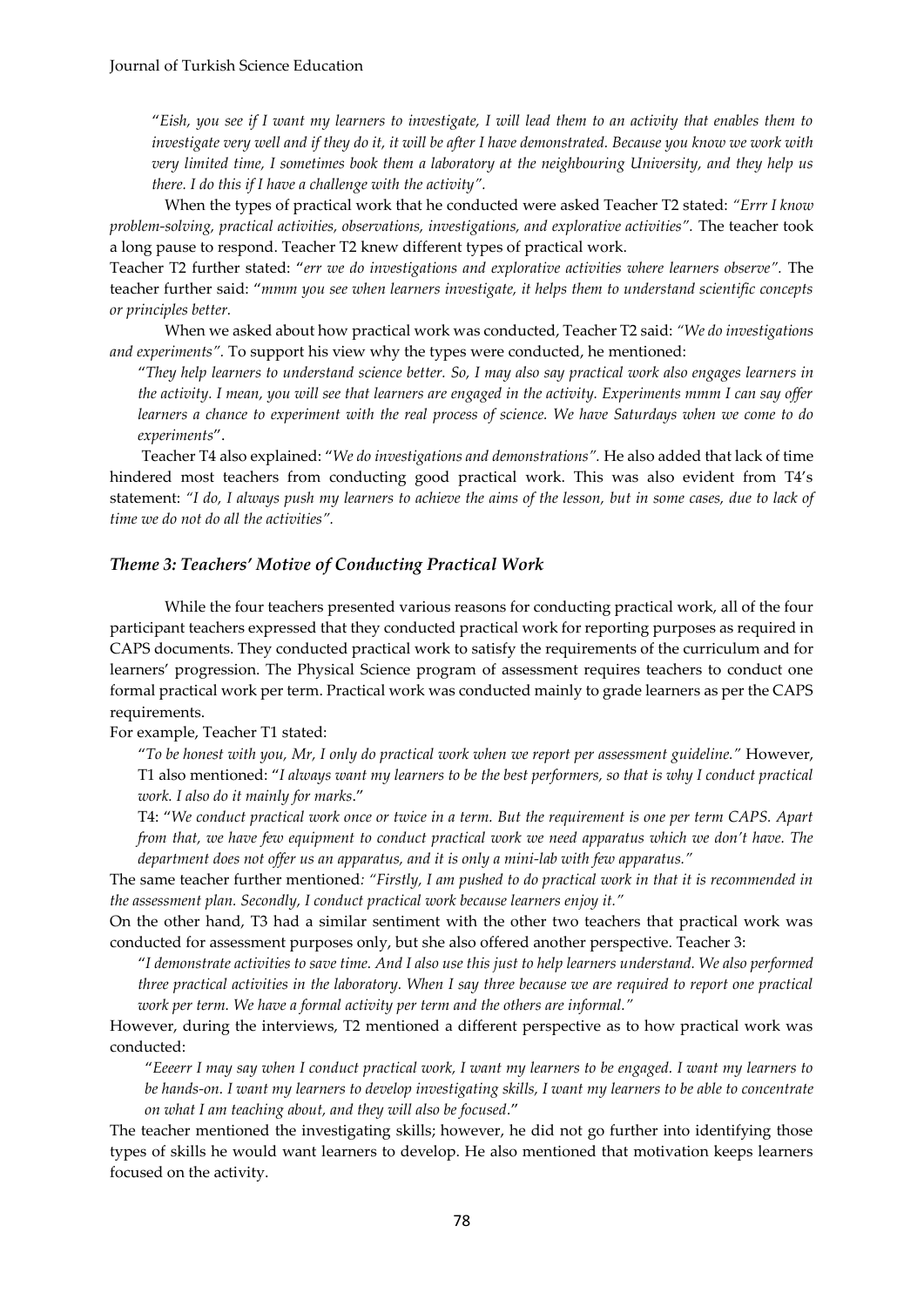"*Eish, you see if I want my learners to investigate, I will lead them to an activity that enables them to investigate very well and if they do it, it will be after I have demonstrated. Because you know we work with very limited time, I sometimes book them a laboratory at the neighbouring University, and they help us there. I do this if I have a challenge with the activity".*

When the types of practical work that he conducted were asked Teacher T2 stated: *"Errr I know problem-solving, practical activities, observations, investigations, and explorative activities".* The teacher took a long pause to respond. Teacher T2 knew different types of practical work.

Teacher T2 further stated: "*err we do investigations and explorative activities where learners observe".* The teacher further said: "*mmm you see when learners investigate, it helps them to understand scientific concepts or principles better.*

When we asked about how practical work was conducted, Teacher T2 said: *"We do investigations and experiments".* To support his view why the types were conducted, he mentioned:

"*They help learners to understand science better. So, I may also say practical work also engages learners in the activity. I mean, you will see that learners are engaged in the activity. Experiments mmm I can say offer learners a chance to experiment with the real process of science. We have Saturdays when we come to do experiments*".

Teacher T4 also explained: "*We do investigations and demonstrations".* He also added that lack of time hindered most teachers from conducting good practical work. This was also evident from T4's statement: *"I do, I always push my learners to achieve the aims of the lesson, but in some cases, due to lack of time we do not do all the activities".*

### *Theme 3: Teachers' Motive of Conducting Practical Work*

While the four teachers presented various reasons for conducting practical work, all of the four participant teachers expressed that they conducted practical work for reporting purposes as required in CAPS documents. They conducted practical work to satisfy the requirements of the curriculum and for learners' progression. The Physical Science program of assessment requires teachers to conduct one formal practical work per term. Practical work was conducted mainly to grade learners as per the CAPS requirements.

For example, Teacher T1 stated:

"*To be honest with you, Mr, I only do practical work when we report per assessment guideline."* However, T1 also mentioned: "*I always want my learners to be the best performers, so that is why I conduct practical work. I also do it mainly for marks*."

T4: "*We conduct practical work once or twice in a term. But the requirement is one per term CAPS. Apart from that, we have few equipment to conduct practical work we need apparatus which we don't have. The department does not offer us an apparatus, and it is only a mini-lab with few apparatus."*

The same teacher further mentioned*: "Firstly, I am pushed to do practical work in that it is recommended in the assessment plan. Secondly, I conduct practical work because learners enjoy it."*

On the other hand, T3 had a similar sentiment with the other two teachers that practical work was conducted for assessment purposes only, but she also offered another perspective. Teacher 3:

"*I demonstrate activities to save time. And I also use this just to help learners understand. We also performed three practical activities in the laboratory. When I say three because we are required to report one practical work per term. We have a formal activity per term and the others are informal."*

However, during the interviews, T2 mentioned a different perspective as to how practical work was conducted:

"*Eeeerr I may say when I conduct practical work, I want my learners to be engaged. I want my learners to be hands-on. I want my learners to develop investigating skills, I want my learners to be able to concentrate on what I am teaching about, and they will also be focused*."

The teacher mentioned the investigating skills; however, he did not go further into identifying those types of skills he would want learners to develop. He also mentioned that motivation keeps learners focused on the activity.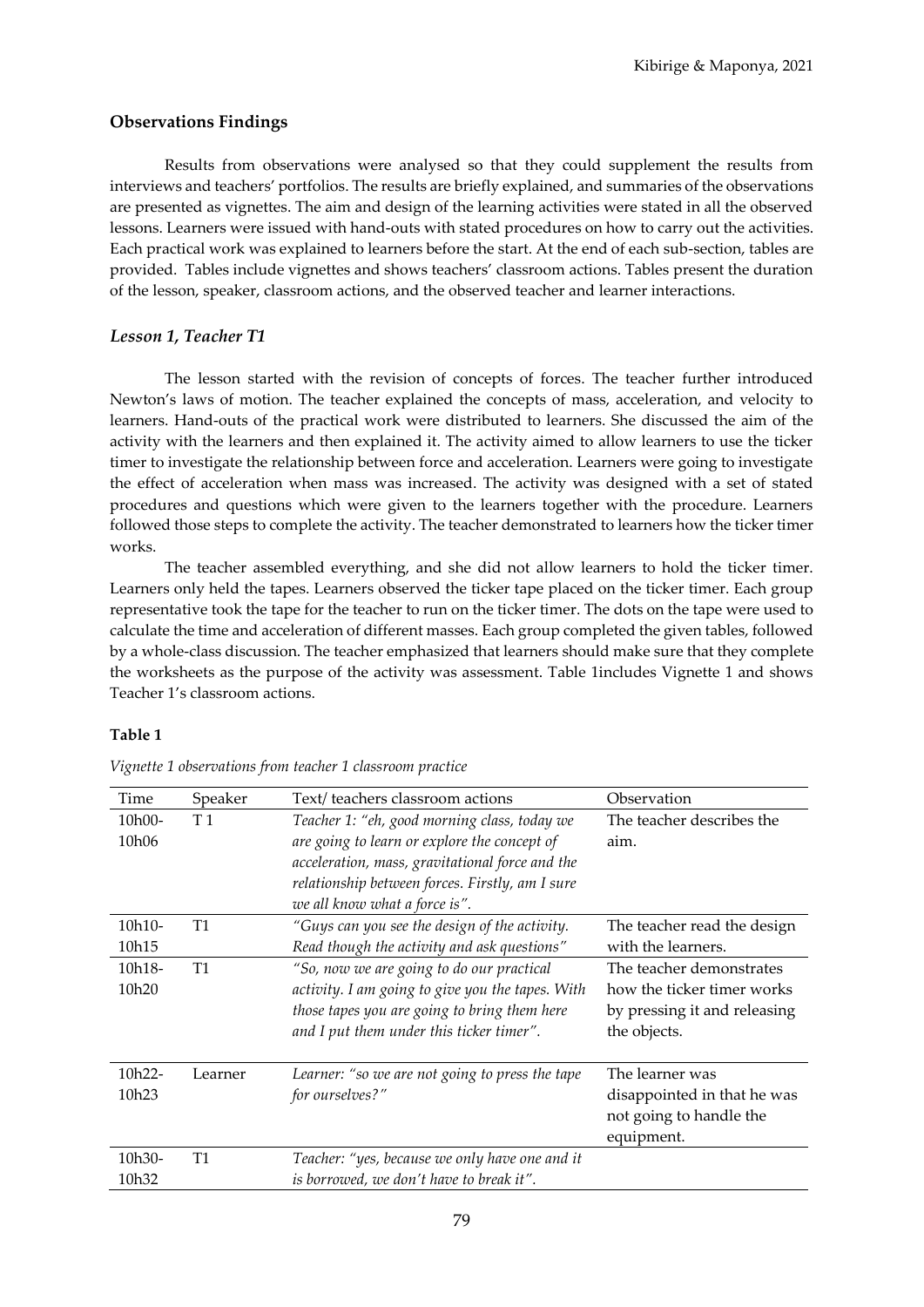### Observations Findings

Results from observations were analysed so that they could supplement the results from interviews and teachers' portfolios. The results are briefly explained, and summaries of the observations are presented as vignettes. The aim and design of the learning activities were stated in all the observed lessons. Learners were issued with hand-outs with stated procedures on how to carry out the activities. Each practical work was explained to learners before the start. At the end of each sub-section, tables are provided. Tables include vignettes and shows teachers' classroom actions. Tables present the duration of the lesson, speaker, classroom actions, and the observed teacher and learner interactions.

### *Lesson 1, Teacher T1*

The lesson started with the revision of concepts of forces. The teacher further introduced Newton's laws of motion. The teacher explained the concepts of mass, acceleration, and velocity to learners. Hand-outs of the practical work were distributed to learners. She discussed the aim of the activity with the learners and then explained it. The activity aimed to allow learners to use the ticker timer to investigate the relationship between force and acceleration. Learners were going to investigate the effect of acceleration when mass was increased. The activity was designed with a set of stated procedures and questions which were given to the learners together with the procedure. Learners followed those steps to complete the activity. The teacher demonstrated to learners how the ticker timer works.

The teacher assembled everything, and she did not allow learners to hold the ticker timer. Learners only held the tapes. Learners observed the ticker tape placed on the ticker timer. Each group representative took the tape for the teacher to run on the ticker timer. The dots on the tape were used to calculate the time and acceleration of different masses. Each group completed the given tables, followed by a whole-class discussion. The teacher emphasized that learners should make sure that they complete the worksheets as the purpose of the activity was assessment. Table 1includes Vignette 1 and shows Teacher 1's classroom actions.

**Table 1**

*Vignette 1 observations from teacher 1 classroom practice*

| Time | Speaker | Text/ teachers classroom actions | Observation |
|---|---|---|---|
| 10h00-10h06 | T 1 | *Teacher 1: "eh, good morning class, today we are going to learn or explore the concept of acceleration, mass, gravitational force and the relationship between forces. Firstly, am I sure we all know what a force is".* | The teacher describes the aim. |
| 10h10-10h15 | T1 | *"Guys can you see the design of the activity. Read though the activity and ask questions"* | The teacher read the design with the learners. |
| 10h18-10h20 | T1 | *"So, now we are going to do our practical activity. I am going to give you the tapes. With those tapes you are going to bring them here and I put them under this ticker timer".* | The teacher demonstrates how the ticker timer works by pressing it and releasing the objects. |
| 10h22-10h23 | Learner | *Learner: "so we are not going to press the tape for ourselves?"* | The learner was disappointed in that he was not going to handle the equipment. |
| 10h30-10h32 | T1 | *Teacher: "yes, because we only have one and it is borrowed, we don't have to break it".* | |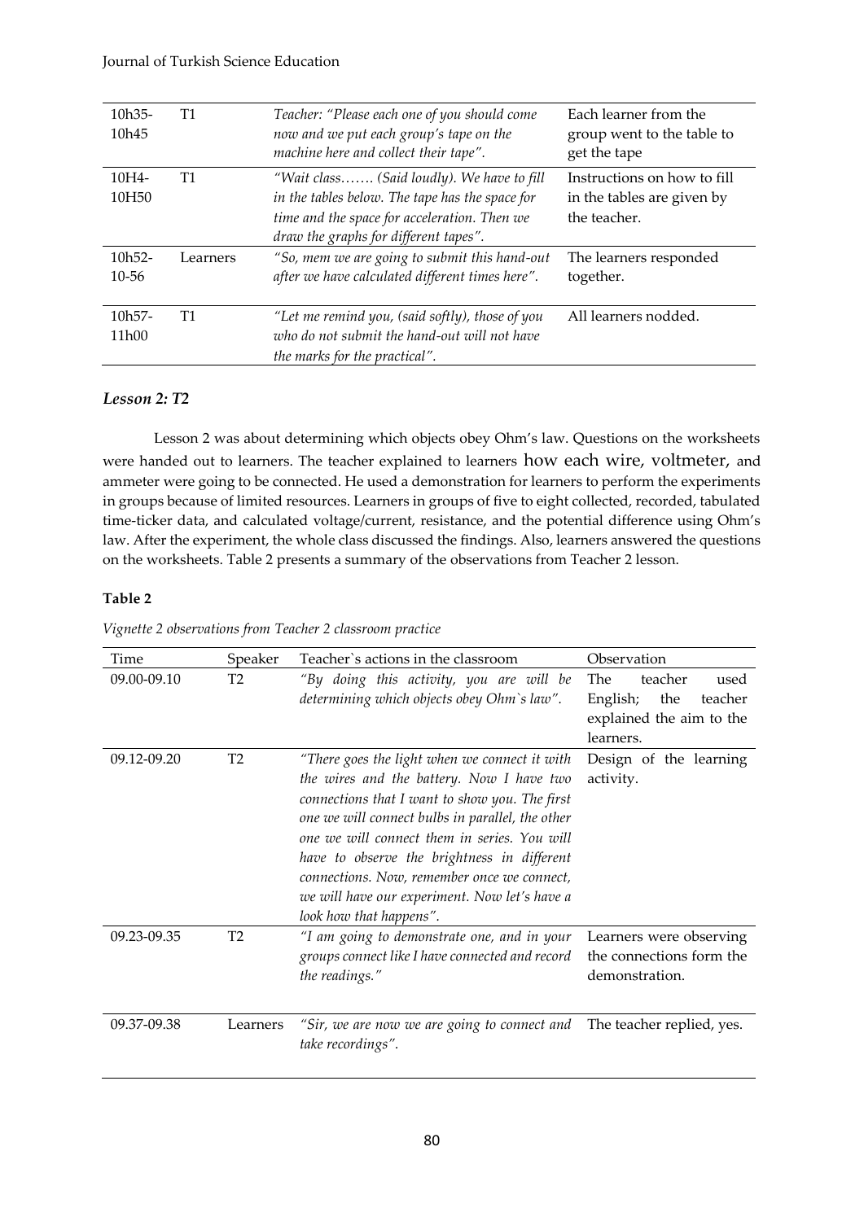| | | | |
|---|---|---|---|
| 10h35-10h45 | T1 | *Teacher: "Please each one of you should come now and we put each group's tape on the machine here and collect their tape".* | Each learner from the group went to the table to get the tape |
| 10H4-10H50 | T1 | *"Wait class……. (Said loudly). We have to fill in the tables below. The tape has the space for time and the space for acceleration. Then we draw the graphs for different tapes".* | Instructions on how to fill in the tables are given by the teacher. |
| 10h52-10-56 | Learners | *"So, mem we are going to submit this hand-out after we have calculated different times here".* | The learners responded together. |
| 10h57-11h00 | T1 | *"Let me remind you, (said softly), those of you who do not submit the hand-out will not have the marks for the practical".* | All learners nodded. |

### *Lesson 2: T2*

Lesson 2 was about determining which objects obey Ohm's law. Questions on the worksheets were handed out to learners. The teacher explained to learners how each wire, voltmeter, and ammeter were going to be connected. He used a demonstration for learners to perform the experiments in groups because of limited resources. Learners in groups of five to eight collected, recorded, tabulated time-ticker data, and calculated voltage/current, resistance, and the potential difference using Ohm's law. After the experiment, the whole class discussed the findings. Also, learners answered the questions on the worksheets. Table 2 presents a summary of the observations from Teacher 2 lesson.

**Table 2**

*Vignette 2 observations from Teacher 2 classroom practice*

| Time | Speaker | Teacher`s actions in the classroom | Observation |
|---|---|---|---|
| 09.00-09.10 | T2 | *"By doing this activity, you are will be determining which objects obey Ohm`s law".* | The teacher used English; the teacher explained the aim to the learners. |
| 09.12-09.20 | T2 | *"There goes the light when we connect it with the wires and the battery. Now I have two connections that I want to show you. The first one we will connect bulbs in parallel, the other one we will connect them in series. You will have to observe the brightness in different connections. Now, remember once we connect, we will have our experiment. Now let's have a look how that happens".* | Design of the learning activity. |
| 09.23-09.35 | T2 | *"I am going to demonstrate one, and in your groups connect like I have connected and record the readings."* | Learners were observing the connections form the demonstration. |
| 09.37-09.38 | Learners | *"Sir, we are now we are going to connect and take recordings".* | The teacher replied, yes. |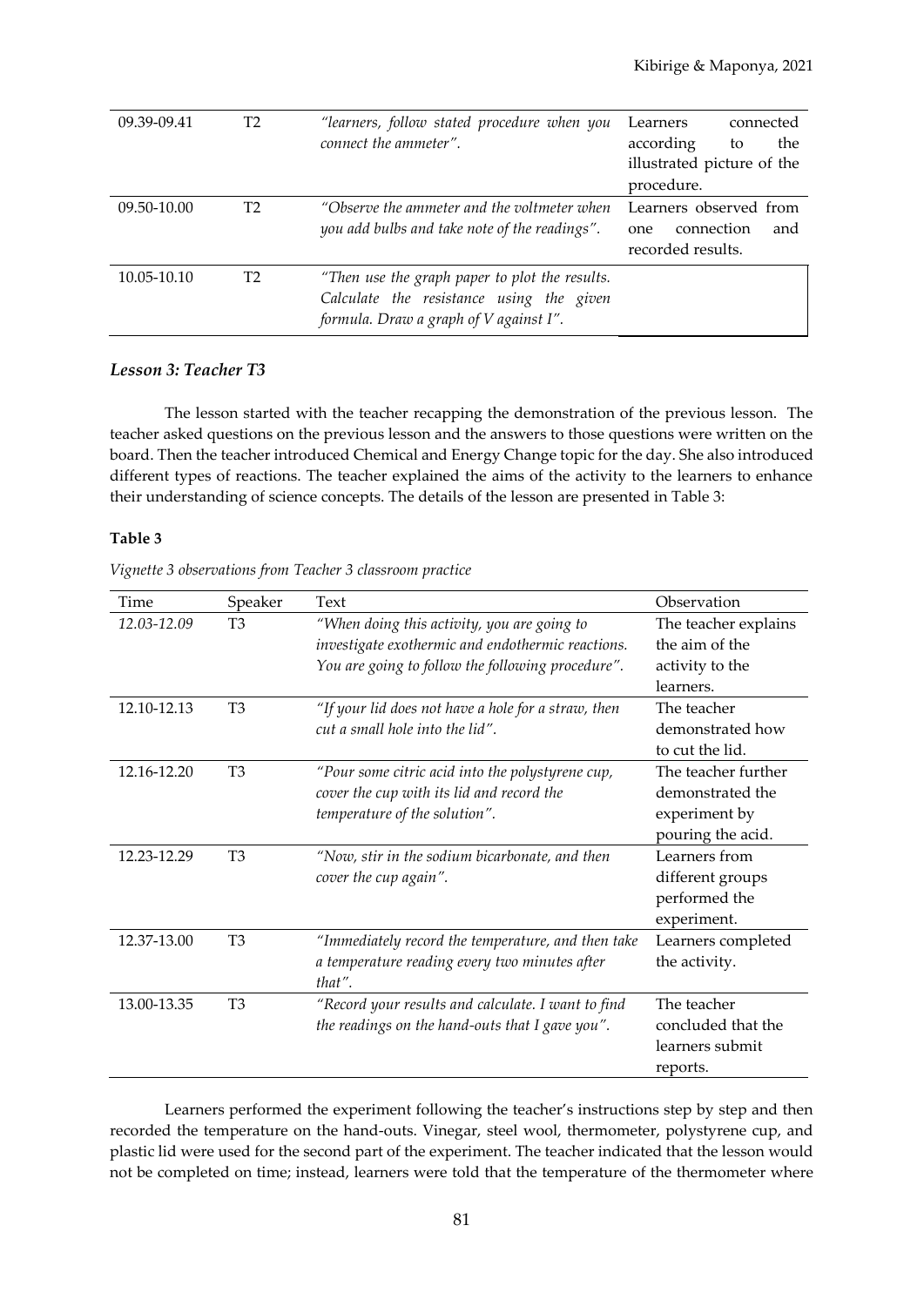| 09.39-09.41 | T2 | *"learners, follow stated procedure when you connect the ammeter".* | Learners connected according to the illustrated picture of the procedure. |
|---|---|---|---|
| 09.50-10.00 | T2 | *"Observe the ammeter and the voltmeter when you add bulbs and take note of the readings".* | Learners observed from one connection and recorded results. |
| 10.05-10.10 | T2 | *"Then use the graph paper to plot the results. Calculate the resistance using the given formula. Draw a graph of V against I".* | |

### *Lesson 3: Teacher T3*

The lesson started with the teacher recapping the demonstration of the previous lesson. The teacher asked questions on the previous lesson and the answers to those questions were written on the board. Then the teacher introduced Chemical and Energy Change topic for the day. She also introduced different types of reactions. The teacher explained the aims of the activity to the learners to enhance their understanding of science concepts. The details of the lesson are presented in Table 3:

**Table 3**

*Vignette 3 observations from Teacher 3 classroom practice*

| Time | Speaker | Text | Observation |
|---|---|---|---|
| *12.03-12.09* | T3 | *"When doing this activity, you are going to investigate exothermic and endothermic reactions. You are going to follow the following procedure".* | The teacher explains the aim of the activity to the learners. |
| 12.10-12.13 | T3 | *"If your lid does not have a hole for a straw, then cut a small hole into the lid".* | The teacher demonstrated how to cut the lid. |
| 12.16-12.20 | T3 | *"Pour some citric acid into the polystyrene cup, cover the cup with its lid and record the temperature of the solution".* | The teacher further demonstrated the experiment by pouring the acid. |
| 12.23-12.29 | T3 | *"Now, stir in the sodium bicarbonate, and then cover the cup again".* | Learners from different groups performed the experiment. |
| 12.37-13.00 | T3 | *"Immediately record the temperature, and then take a temperature reading every two minutes after that".* | Learners completed the activity. |
| 13.00-13.35 | T3 | *"Record your results and calculate. I want to find the readings on the hand-outs that I gave you".* | The teacher concluded that the learners submit reports. |

Learners performed the experiment following the teacher's instructions step by step and then recorded the temperature on the hand-outs. Vinegar, steel wool, thermometer, polystyrene cup, and plastic lid were used for the second part of the experiment. The teacher indicated that the lesson would not be completed on time; instead, learners were told that the temperature of the thermometer where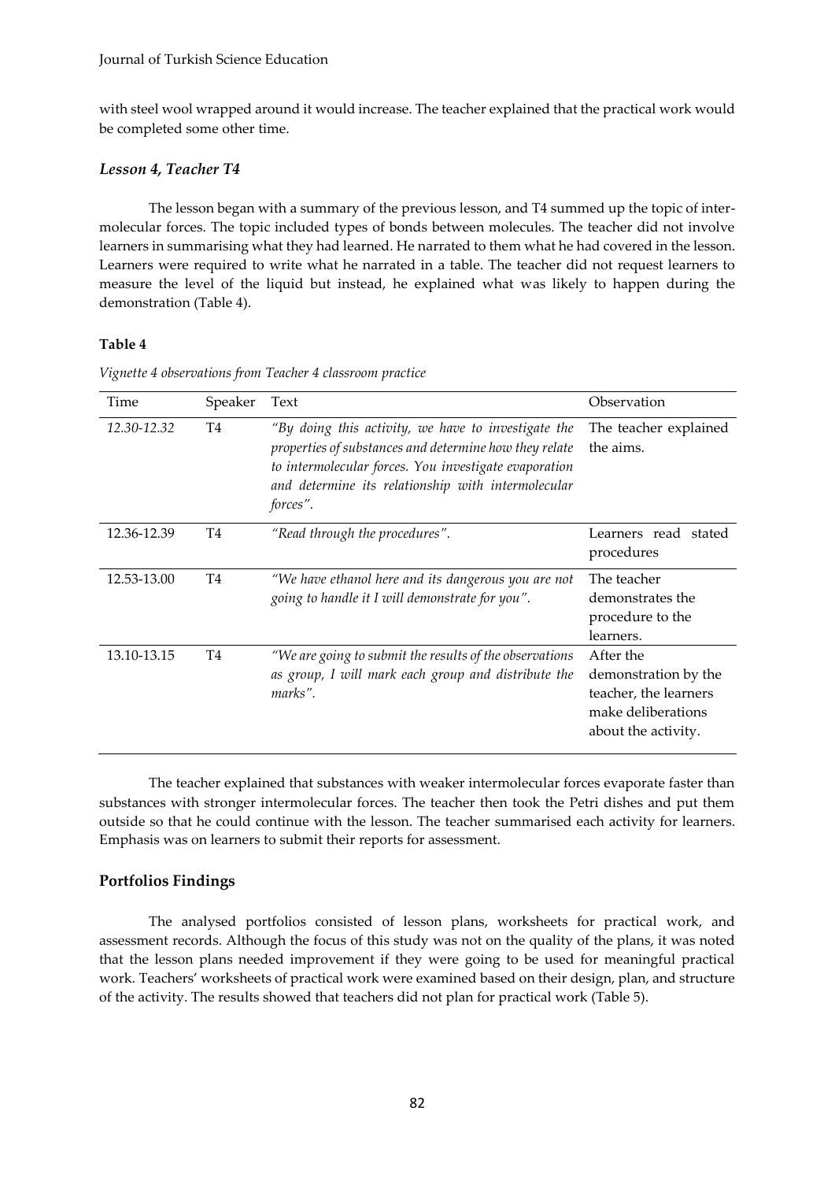with steel wool wrapped around it would increase. The teacher explained that the practical work would be completed some other time.

### *Lesson 4, Teacher T4*

The lesson began with a summary of the previous lesson, and T4 summed up the topic of intermolecular forces. The topic included types of bonds between molecules. The teacher did not involve learners in summarising what they had learned. He narrated to them what he had covered in the lesson. Learners were required to write what he narrated in a table. The teacher did not request learners to measure the level of the liquid but instead, he explained what was likely to happen during the demonstration (Table 4).

**Table 4**

*Vignette 4 observations from Teacher 4 classroom practice*

| Time | Speaker | Text | Observation |
|---|---|---|---|
| *12.30-12.32* | T4 | *"By doing this activity, we have to investigate the properties of substances and determine how they relate to intermolecular forces. You investigate evaporation and determine its relationship with intermolecular forces".* | The teacher explained the aims. |
| 12.36-12.39 | T4 | *"Read through the procedures".* | Learners read stated procedures |
| 12.53-13.00 | T4 | *"We have ethanol here and its dangerous you are not going to handle it I will demonstrate for you".* | The teacher demonstrates the procedure to the learners. |
| 13.10-13.15 | T4 | *"We are going to submit the results of the observations as group, I will mark each group and distribute the marks".* | After the demonstration by the teacher, the learners make deliberations about the activity. |

The teacher explained that substances with weaker intermolecular forces evaporate faster than substances with stronger intermolecular forces. The teacher then took the Petri dishes and put them outside so that he could continue with the lesson. The teacher summarised each activity for learners. Emphasis was on learners to submit their reports for assessment.

## Portfolios Findings

The analysed portfolios consisted of lesson plans, worksheets for practical work, and assessment records. Although the focus of this study was not on the quality of the plans, it was noted that the lesson plans needed improvement if they were going to be used for meaningful practical work. Teachers' worksheets of practical work were examined based on their design, plan, and structure of the activity. The results showed that teachers did not plan for practical work (Table 5).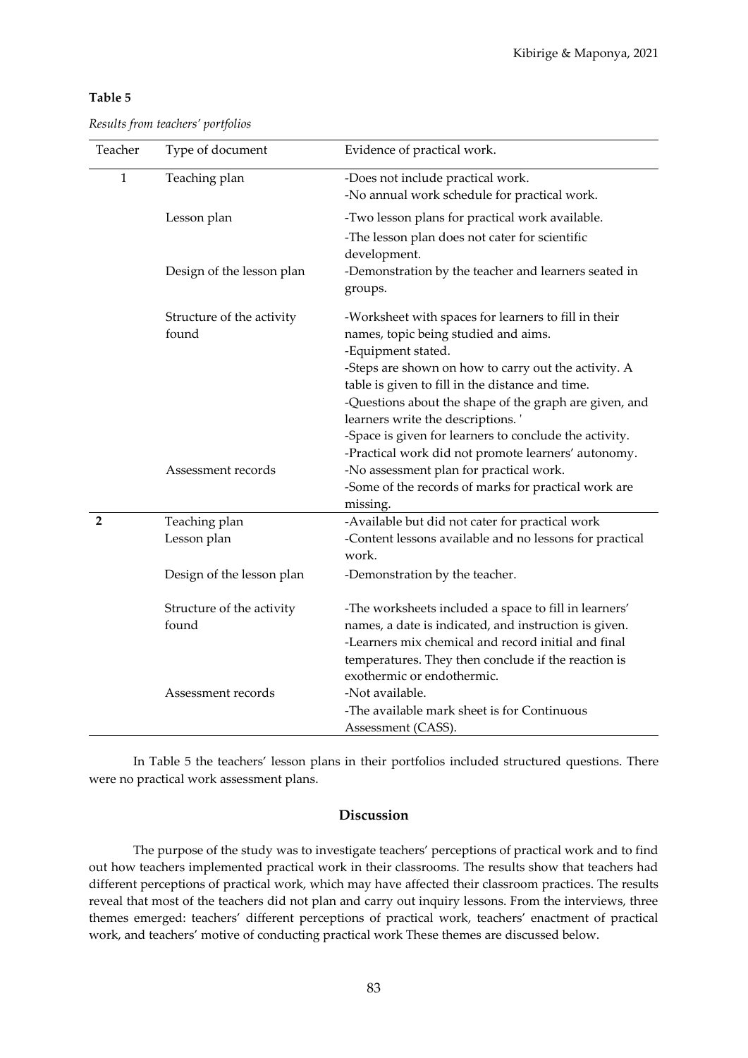**Table 5**

*Results from teachers' portfolios*

| Teacher | Type of document | Evidence of practical work. |
|---|---|---|
| 1 | Teaching plan | -Does not include practical work.<br>-No annual work schedule for practical work. |
| | Lesson plan | -Two lesson plans for practical work available.<br>-The lesson plan does not cater for scientific development. |
| | Design of the lesson plan | -Demonstration by the teacher and learners seated in groups. |
| | Structure of the activity found | -Worksheet with spaces for learners to fill in their names, topic being studied and aims.<br>-Equipment stated.<br>-Steps are shown on how to carry out the activity. A table is given to fill in the distance and time.<br>-Questions about the shape of the graph are given, and learners write the descriptions. '<br>-Space is given for learners to conclude the activity.<br>-Practical work did not promote learners' autonomy. |
| | Assessment records | -No assessment plan for practical work.<br>-Some of the records of marks for practical work are missing. |
| **2** | Teaching plan | -Available but did not cater for practical work |
| | Lesson plan | -Content lessons available and no lessons for practical work. |
| | Design of the lesson plan | -Demonstration by the teacher. |
| | Structure of the activity found | -The worksheets included a space to fill in learners' names, a date is indicated, and instruction is given.<br>-Learners mix chemical and record initial and final temperatures. They then conclude if the reaction is exothermic or endothermic. |
| | Assessment records | -Not available.<br>-The available mark sheet is for Continuous Assessment (CASS). |

In Table 5 the teachers' lesson plans in their portfolios included structured questions. There were no practical work assessment plans.

## Discussion

The purpose of the study was to investigate teachers' perceptions of practical work and to find out how teachers implemented practical work in their classrooms. The results show that teachers had different perceptions of practical work, which may have affected their classroom practices. The results reveal that most of the teachers did not plan and carry out inquiry lessons. From the interviews, three themes emerged: teachers' different perceptions of practical work, teachers' enactment of practical work, and teachers' motive of conducting practical work These themes are discussed below.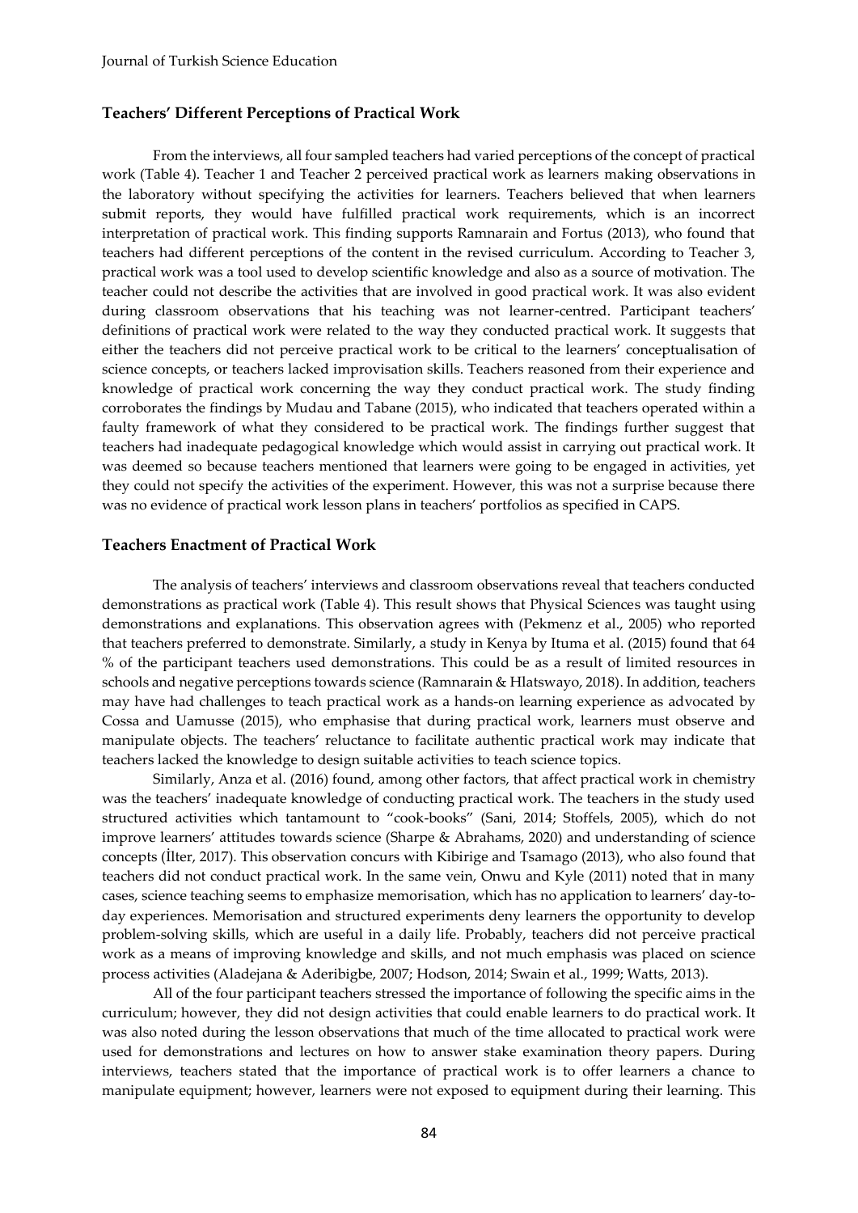### Teachers' Different Perceptions of Practical Work

From the interviews, all four sampled teachers had varied perceptions of the concept of practical work (Table 4). Teacher 1 and Teacher 2 perceived practical work as learners making observations in the laboratory without specifying the activities for learners. Teachers believed that when learners submit reports, they would have fulfilled practical work requirements, which is an incorrect interpretation of practical work. This finding supports Ramnarain and Fortus (2013), who found that teachers had different perceptions of the content in the revised curriculum. According to Teacher 3, practical work was a tool used to develop scientific knowledge and also as a source of motivation. The teacher could not describe the activities that are involved in good practical work. It was also evident during classroom observations that his teaching was not learner-centred. Participant teachers' definitions of practical work were related to the way they conducted practical work. It suggests that either the teachers did not perceive practical work to be critical to the learners' conceptualisation of science concepts, or teachers lacked improvisation skills. Teachers reasoned from their experience and knowledge of practical work concerning the way they conduct practical work. The study finding corroborates the findings by Mudau and Tabane (2015), who indicated that teachers operated within a faulty framework of what they considered to be practical work. The findings further suggest that teachers had inadequate pedagogical knowledge which would assist in carrying out practical work. It was deemed so because teachers mentioned that learners were going to be engaged in activities, yet they could not specify the activities of the experiment. However, this was not a surprise because there was no evidence of practical work lesson plans in teachers' portfolios as specified in CAPS.

### Teachers Enactment of Practical Work

The analysis of teachers' interviews and classroom observations reveal that teachers conducted demonstrations as practical work (Table 4). This result shows that Physical Sciences was taught using demonstrations and explanations. This observation agrees with (Pekmenz et al., 2005) who reported that teachers preferred to demonstrate. Similarly, a study in Kenya by Ituma et al. (2015) found that 64 % of the participant teachers used demonstrations. This could be as a result of limited resources in schools and negative perceptions towards science (Ramnarain & Hlatswayo, 2018). In addition, teachers may have had challenges to teach practical work as a hands-on learning experience as advocated by Cossa and Uamusse (2015), who emphasise that during practical work, learners must observe and manipulate objects. The teachers' reluctance to facilitate authentic practical work may indicate that teachers lacked the knowledge to design suitable activities to teach science topics.

Similarly, Anza et al. (2016) found, among other factors, that affect practical work in chemistry was the teachers' inadequate knowledge of conducting practical work. The teachers in the study used structured activities which tantamount to "cook-books" (Sani, 2014; Stoffels, 2005), which do not improve learners' attitudes towards science (Sharpe & Abrahams, 2020) and understanding of science concepts (İlter, 2017). This observation concurs with Kibirige and Tsamago (2013), who also found that teachers did not conduct practical work. In the same vein, Onwu and Kyle (2011) noted that in many cases, science teaching seems to emphasize memorisation, which has no application to learners' day-to-day experiences. Memorisation and structured experiments deny learners the opportunity to develop problem-solving skills, which are useful in a daily life. Probably, teachers did not perceive practical work as a means of improving knowledge and skills, and not much emphasis was placed on science process activities (Aladejana & Aderibigbe, 2007; Hodson, 2014; Swain et al., 1999; Watts, 2013).

All of the four participant teachers stressed the importance of following the specific aims in the curriculum; however, they did not design activities that could enable learners to do practical work. It was also noted during the lesson observations that much of the time allocated to practical work were used for demonstrations and lectures on how to answer stake examination theory papers. During interviews, teachers stated that the importance of practical work is to offer learners a chance to manipulate equipment; however, learners were not exposed to equipment during their learning. This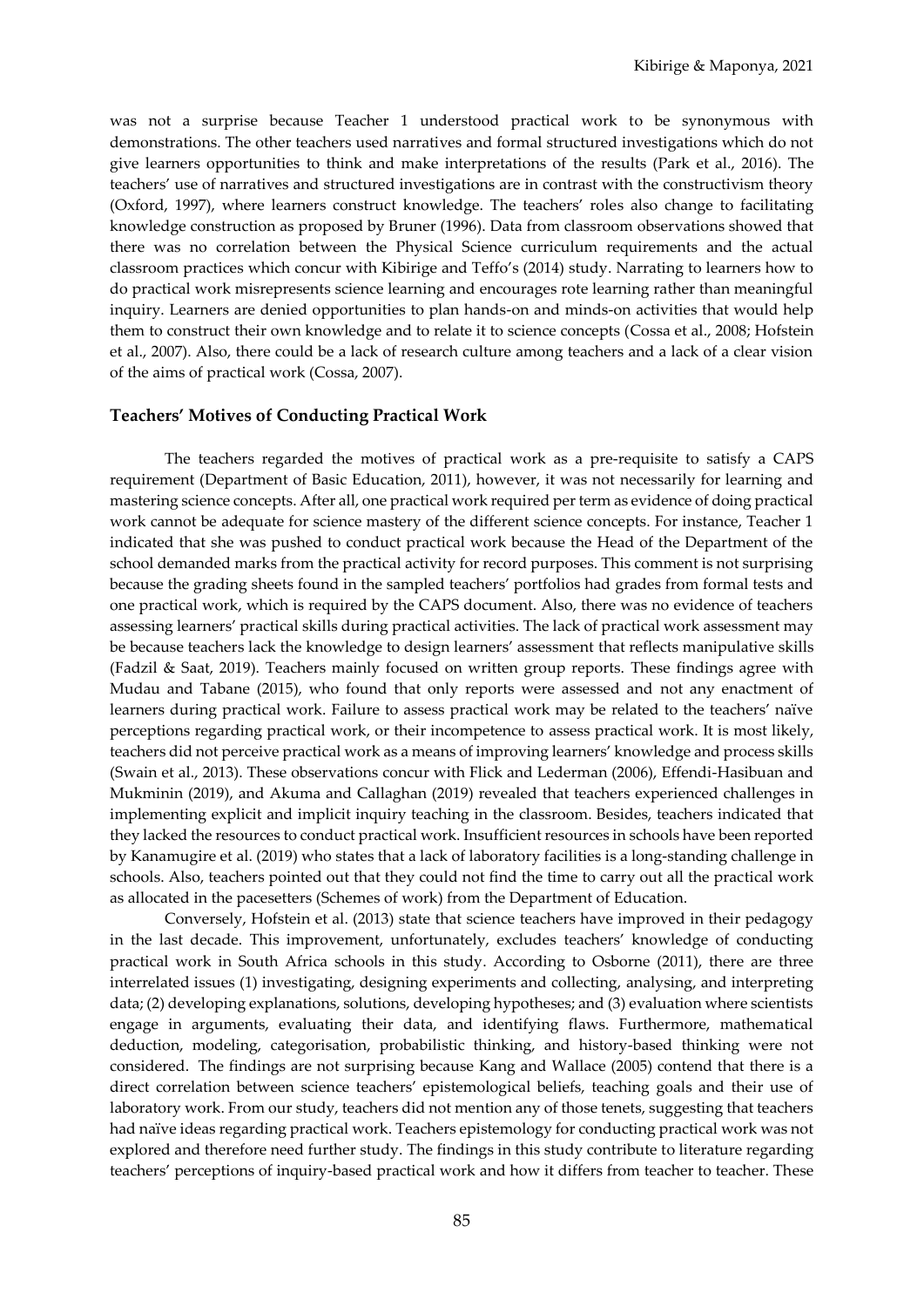was not a surprise because Teacher 1 understood practical work to be synonymous with demonstrations. The other teachers used narratives and formal structured investigations which do not give learners opportunities to think and make interpretations of the results (Park et al., 2016). The teachers' use of narratives and structured investigations are in contrast with the constructivism theory (Oxford, 1997), where learners construct knowledge. The teachers' roles also change to facilitating knowledge construction as proposed by Bruner (1996). Data from classroom observations showed that there was no correlation between the Physical Science curriculum requirements and the actual classroom practices which concur with Kibirige and Teffo's (2014) study. Narrating to learners how to do practical work misrepresents science learning and encourages rote learning rather than meaningful inquiry. Learners are denied opportunities to plan hands-on and minds-on activities that would help them to construct their own knowledge and to relate it to science concepts (Cossa et al., 2008; Hofstein et al., 2007). Also, there could be a lack of research culture among teachers and a lack of a clear vision of the aims of practical work (Cossa, 2007).

### Teachers' Motives of Conducting Practical Work

The teachers regarded the motives of practical work as a pre-requisite to satisfy a CAPS requirement (Department of Basic Education, 2011), however, it was not necessarily for learning and mastering science concepts. After all, one practical work required per term as evidence of doing practical work cannot be adequate for science mastery of the different science concepts. For instance, Teacher 1 indicated that she was pushed to conduct practical work because the Head of the Department of the school demanded marks from the practical activity for record purposes. This comment is not surprising because the grading sheets found in the sampled teachers' portfolios had grades from formal tests and one practical work, which is required by the CAPS document. Also, there was no evidence of teachers assessing learners' practical skills during practical activities. The lack of practical work assessment may be because teachers lack the knowledge to design learners' assessment that reflects manipulative skills (Fadzil & Saat, 2019). Teachers mainly focused on written group reports. These findings agree with Mudau and Tabane (2015), who found that only reports were assessed and not any enactment of learners during practical work. Failure to assess practical work may be related to the teachers' naïve perceptions regarding practical work, or their incompetence to assess practical work. It is most likely, teachers did not perceive practical work as a means of improving learners' knowledge and process skills (Swain et al., 2013). These observations concur with Flick and Lederman (2006), Effendi-Hasibuan and Mukminin (2019), and Akuma and Callaghan (2019) revealed that teachers experienced challenges in implementing explicit and implicit inquiry teaching in the classroom. Besides, teachers indicated that they lacked the resources to conduct practical work. Insufficient resources in schools have been reported by Kanamugire et al. (2019) who states that a lack of laboratory facilities is a long-standing challenge in schools. Also, teachers pointed out that they could not find the time to carry out all the practical work as allocated in the pacesetters (Schemes of work) from the Department of Education.

Conversely, Hofstein et al. (2013) state that science teachers have improved in their pedagogy in the last decade. This improvement, unfortunately, excludes teachers' knowledge of conducting practical work in South Africa schools in this study. According to Osborne (2011), there are three interrelated issues (1) investigating, designing experiments and collecting, analysing, and interpreting data; (2) developing explanations, solutions, developing hypotheses; and (3) evaluation where scientists engage in arguments, evaluating their data, and identifying flaws. Furthermore, mathematical deduction, modeling, categorisation, probabilistic thinking, and history-based thinking were not considered. The findings are not surprising because Kang and Wallace (2005) contend that there is a direct correlation between science teachers' epistemological beliefs, teaching goals and their use of laboratory work. From our study, teachers did not mention any of those tenets, suggesting that teachers had naïve ideas regarding practical work. Teachers epistemology for conducting practical work was not explored and therefore need further study. The findings in this study contribute to literature regarding teachers' perceptions of inquiry-based practical work and how it differs from teacher to teacher. These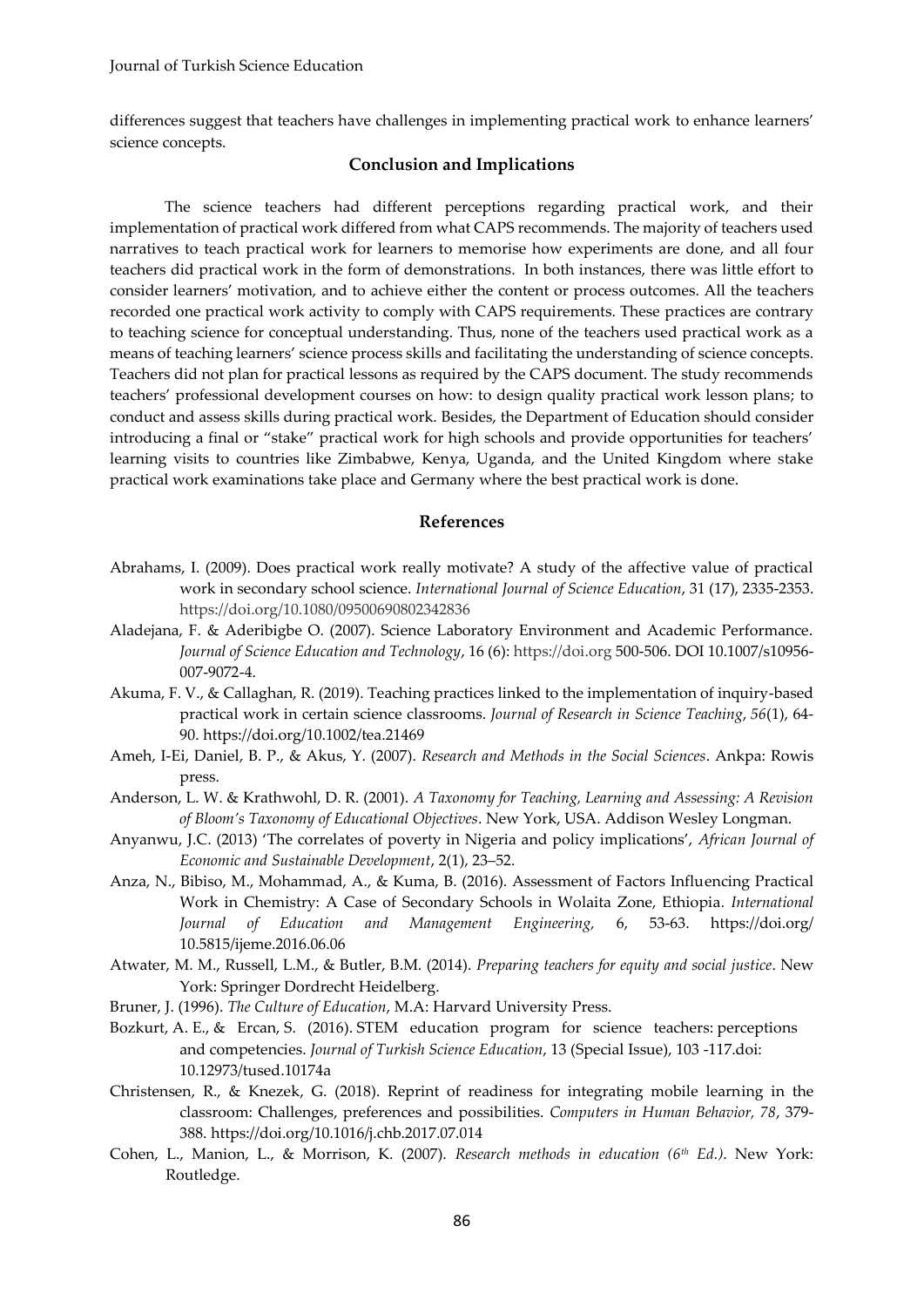differences suggest that teachers have challenges in implementing practical work to enhance learners' science concepts.

## Conclusion and Implications

The science teachers had different perceptions regarding practical work, and their implementation of practical work differed from what CAPS recommends. The majority of teachers used narratives to teach practical work for learners to memorise how experiments are done, and all four teachers did practical work in the form of demonstrations. In both instances, there was little effort to consider learners' motivation, and to achieve either the content or process outcomes. All the teachers recorded one practical work activity to comply with CAPS requirements. These practices are contrary to teaching science for conceptual understanding. Thus, none of the teachers used practical work as a means of teaching learners' science process skills and facilitating the understanding of science concepts. Teachers did not plan for practical lessons as required by the CAPS document. The study recommends teachers' professional development courses on how: to design quality practical work lesson plans; to conduct and assess skills during practical work. Besides, the Department of Education should consider introducing a final or "stake" practical work for high schools and provide opportunities for teachers' learning visits to countries like Zimbabwe, Kenya, Uganda, and the United Kingdom where stake practical work examinations take place and Germany where the best practical work is done.

## References

Abrahams, I. (2009). Does practical work really motivate? A study of the affective value of practical work in secondary school science. *International Journal of Science Education*, 31 (17), 2335-2353. https://doi.org/10.1080/09500690802342836

Aladejana, F. & Aderibigbe O. (2007). Science Laboratory Environment and Academic Performance. *Journal of Science Education and Technology*, 16 (6): https://doi.org 500-506. DOI 10.1007/s10956-007-9072-4.

Akuma, F. V., & Callaghan, R. (2019). Teaching practices linked to the implementation of inquiry-based practical work in certain science classrooms. *Journal of Research in Science Teaching*, *56*(1), 64-90. https://doi.org/10.1002/tea.21469

Ameh, I-Ei, Daniel, B. P., & Akus, Y. (2007). *Research and Methods in the Social Sciences*. Ankpa: Rowis press.

Anderson, L. W. & Krathwohl, D. R. (2001). *A Taxonomy for Teaching, Learning and Assessing: A Revision of Bloom's Taxonomy of Educational Objectives*. New York, USA. Addison Wesley Longman.

Anyanwu, J.C. (2013) 'The correlates of poverty in Nigeria and policy implications', *African Journal of Economic and Sustainable Development*, 2(1), 23–52.

Anza, N., Bibiso, M., Mohammad, A., & Kuma, B. (2016). Assessment of Factors Influencing Practical Work in Chemistry: A Case of Secondary Schools in Wolaita Zone, Ethiopia. *International Journal of Education and Management Engineering,* 6, 53-63. https://doi.org/ 10.5815/ijeme.2016.06.06

Atwater, M. M., Russell, L.M., & Butler, B.M. (2014). *Preparing teachers for equity and social justice*. New York: Springer Dordrecht Heidelberg.

Bruner, J. (1996). *The Culture of Education*, M.A: Harvard University Press.

Bozkurt, A. E., & Ercan, S. (2016). STEM education program for science teachers: perceptions and competencies. *Journal of Turkish Science Education*, 13 (Special Issue), 103 -117.doi: 10.12973/tused.10174a

Christensen, R., & Knezek, G. (2018). Reprint of readiness for integrating mobile learning in the classroom: Challenges, preferences and possibilities. *Computers in Human Behavior, 78*, 379-388. https://doi.org/10.1016/j.chb.2017.07.014

Cohen, L., Manion, L., & Morrison, K. (2007). *Research methods in education (6th Ed.)*. New York: Routledge.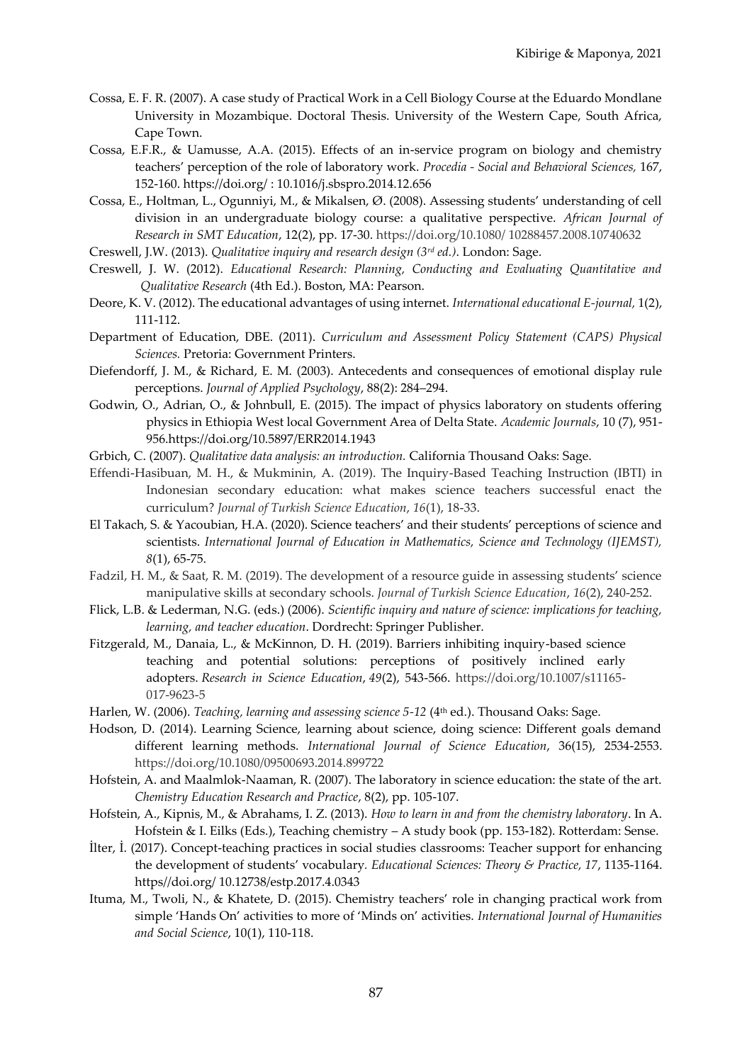Cossa, E. F. R. (2007). A case study of Practical Work in a Cell Biology Course at the Eduardo Mondlane University in Mozambique. Doctoral Thesis. University of the Western Cape, South Africa, Cape Town.

Cossa, E.F.R., & Uamusse, A.A. (2015). Effects of an in-service program on biology and chemistry teachers' perception of the role of laboratory work. *Procedia - Social and Behavioral Sciences,* 167, 152-160. https://doi.org/ : 10.1016/j.sbspro.2014.12.656

Cossa, E., Holtman, L., Ogunniyi, M., & Mikalsen, Ø. (2008). Assessing students' understanding of cell division in an undergraduate biology course: a qualitative perspective. *African Journal of Research in SMT Education*, 12(2), pp. 17-30. https://doi.org/10.1080/ 10288457.2008.10740632

Creswell, J.W. (2013). *Qualitative inquiry and research design (3rd ed.)*. London: Sage.

Creswell, J. W. (2012). *Educational Research: Planning, Conducting and Evaluating Quantitative and Qualitative Research* (4th Ed.). Boston, MA: Pearson.

Deore, K. V. (2012). The educational advantages of using internet. *International educational E-journal,* 1(2), 111-112.

Department of Education, DBE. (2011). *Curriculum and Assessment Policy Statement (CAPS) Physical Sciences.* Pretoria: Government Printers.

Diefendorff, J. M., & Richard, E. M. (2003). Antecedents and consequences of emotional display rule perceptions. *Journal of Applied Psychology*, 88(2): 284–294.

Godwin, O., Adrian, O., & Johnbull, E. (2015). The impact of physics laboratory on students offering physics in Ethiopia West local Government Area of Delta State. *Academic Journals*, 10 (7), 951-956.https://doi.org/10.5897/ERR2014.1943

Grbich, C. (2007). *Qualitative data analysis: an introduction.* California Thousand Oaks: Sage.

Effendi-Hasibuan, M. H., & Mukminin, A. (2019). The Inquiry-Based Teaching Instruction (IBTI) in Indonesian secondary education: what makes science teachers successful enact the curriculum? *Journal of Turkish Science Education*, *16*(1), 18-33.

El Takach, S. & Yacoubian, H.A. (2020). Science teachers' and their students' perceptions of science and scientists. *International Journal of Education in Mathematics, Science and Technology (IJEMST), 8*(1), 65-75.

Fadzil, H. M., & Saat, R. M. (2019). The development of a resource guide in assessing students' science manipulative skills at secondary schools. *Journal of Turkish Science Education*, *16*(2), 240-252.

Flick, L.B. & Lederman, N.G. (eds.) (2006). *Scientific inquiry and nature of science: implications for teaching, learning, and teacher education*. Dordrecht: Springer Publisher.

Fitzgerald, M., Danaia, L., & McKinnon, D. H. (2019). Barriers inhibiting inquiry-based science teaching and potential solutions: perceptions of positively inclined early adopters. *Research in Science Education*, *49*(2), 543-566. https://doi.org/10.1007/s11165-017-9623-5

Harlen, W. (2006). *Teaching, learning and assessing science 5-12* (4th ed.). Thousand Oaks: Sage.

Hodson, D. (2014). Learning Science, learning about science, doing science: Different goals demand different learning methods. *International Journal of Science Education*, 36(15), 2534-2553. https://doi.org/10.1080/09500693.2014.899722

Hofstein, A. and Maalmlok-Naaman, R. (2007). The laboratory in science education: the state of the art. *Chemistry Education Research and Practice*, 8(2), pp. 105-107.

Hofstein, A., Kipnis, M., & Abrahams, I. Z. (2013). *How to learn in and from the chemistry laboratory*. In A. Hofstein & I. Eilks (Eds.), Teaching chemistry – A study book (pp. 153-182). Rotterdam: Sense.

İlter, İ. (2017). Concept-teaching practices in social studies classrooms: Teacher support for enhancing the development of students' vocabulary. *Educational Sciences: Theory & Practice, 17*, 1135-1164. https//doi.org/ 10.12738/estp.2017.4.0343

Ituma, M., Twoli, N., & Khatete, D. (2015). Chemistry teachers' role in changing practical work from simple 'Hands On' activities to more of 'Minds on' activities. *International Journal of Humanities and Social Science*, 10(1), 110-118.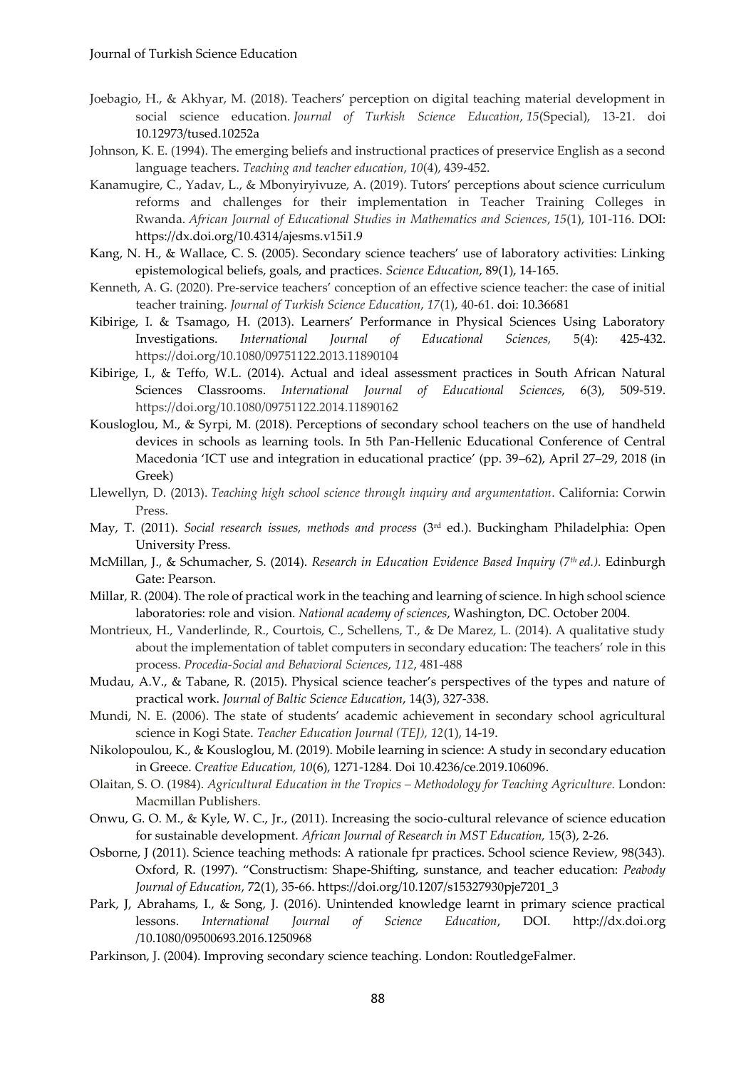Joebagio, H., & Akhyar, M. (2018). Teachers' perception on digital teaching material development in social science education. *Journal of Turkish Science Education*, *15*(Special), 13-21. doi 10.12973/tused.10252a

Johnson, K. E. (1994). The emerging beliefs and instructional practices of preservice English as a second language teachers. *Teaching and teacher education*, *10*(4), 439-452.

Kanamugire, C., Yadav, L., & Mbonyiryivuze, A. (2019). Tutors' perceptions about science curriculum reforms and challenges for their implementation in Teacher Training Colleges in Rwanda. *African Journal of Educational Studies in Mathematics and Sciences*, *15*(1), 101-116. DOI: https://dx.doi.org/10.4314/ajesms.v15i1.9

Kang, N. H., & Wallace, C. S. (2005). Secondary science teachers' use of laboratory activities: Linking epistemological beliefs, goals, and practices. *Science Education*, 89(1), 14-165.

Kenneth, A. G. (2020). Pre-service teachers' conception of an effective science teacher: the case of initial teacher training. *Journal of Turkish Science Education*, *17*(1), 40-61. doi: 10.36681

Kibirige, I. & Tsamago, H. (2013). Learners' Performance in Physical Sciences Using Laboratory Investigations. *International Journal of Educational Sciences,* 5(4): 425-432. https://doi.org/10.1080/09751122.2013.11890104

Kibirige, I., & Teffo, W.L. (2014). Actual and ideal assessment practices in South African Natural Sciences Classrooms. *International Journal of Educational Sciences*, 6(3), 509-519. https://doi.org/10.1080/09751122.2014.11890162

Kousloglou, M., & Syrpi, M. (2018). Perceptions of secondary school teachers on the use of handheld devices in schools as learning tools. In 5th Pan-Hellenic Educational Conference of Central Macedonia 'ICT use and integration in educational practice' (pp. 39–62), April 27–29, 2018 (in Greek)

Llewellyn, D. (2013). *Teaching high school science through inquiry and argumentation*. California: Corwin Press.

May, T. (2011). *Social research issues, methods and process* (3rd ed.). Buckingham Philadelphia: Open University Press.

McMillan, J., & Schumacher, S. (2014). *Research in Education Evidence Based Inquiry (7th ed.)*. Edinburgh Gate: Pearson.

Millar, R. (2004). The role of practical work in the teaching and learning of science. In high school science laboratories: role and vision. *National academy of sciences*, Washington, DC. October 2004.

Montrieux, H., Vanderlinde, R., Courtois, C., Schellens, T., & De Marez, L. (2014). A qualitative study about the implementation of tablet computers in secondary education: The teachers' role in this process. *Procedia-Social and Behavioral Sciences*, *112*, 481-488

Mudau, A.V., & Tabane, R. (2015). Physical science teacher's perspectives of the types and nature of practical work. *Journal of Baltic Science Education*, 14(3), 327-338.

Mundi, N. E. (2006). The state of students' academic achievement in secondary school agricultural science in Kogi State. *Teacher Education Journal (TEJ), 12*(1), 14-19.

Nikolopoulou, K., & Kousloglou, M. (2019). Mobile learning in science: A study in secondary education in Greece. *Creative Education, 10*(6), 1271-1284. Doi 10.4236/ce.2019.106096.

Olaitan, S. O. (1984). *Agricultural Education in the Tropics – Methodology for Teaching Agriculture.* London: Macmillan Publishers.

Onwu, G. O. M., & Kyle, W. C., Jr., (2011). Increasing the socio-cultural relevance of science education for sustainable development. *African Journal of Research in MST Education,* 15(3), 2-26.

Osborne, J (2011). Science teaching methods: A rationale fpr practices. School science Review, 98(343). Oxford, R. (1997). "Constructism: Shape-Shifting, sunstance, and teacher education: *Peabody Journal of Education*, 72(1), 35-66. https://doi.org/10.1207/s15327930pje7201_3

Park, J, Abrahams, I., & Song, J. (2016). Unintended knowledge learnt in primary science practical lessons. *International Journal of Science Education*, DOI. http://dx.doi.org /10.1080/09500693.2016.1250968

Parkinson, J. (2004). Improving secondary science teaching. London: RoutledgeFalmer.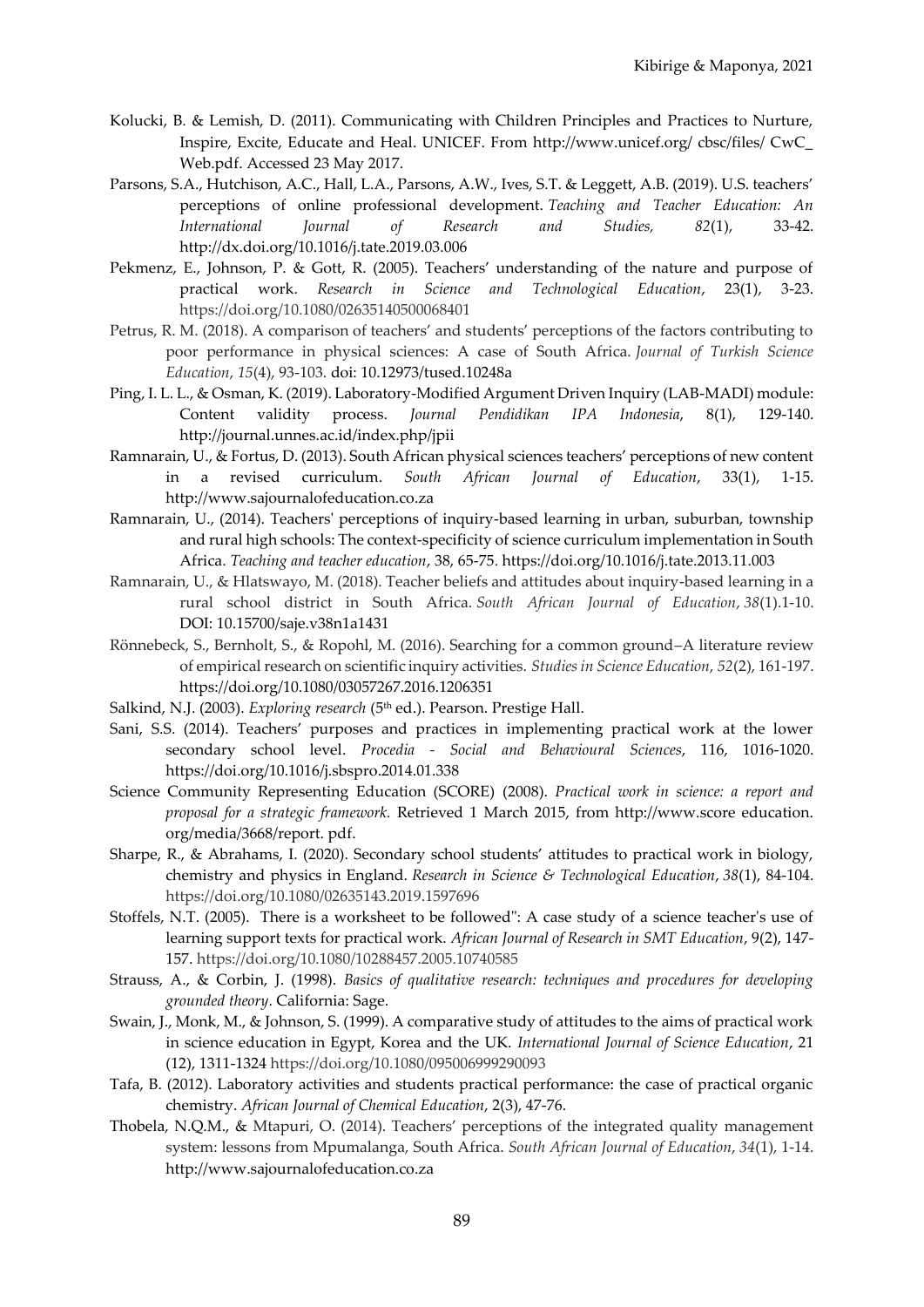Kolucki, B. & Lemish, D. (2011). Communicating with Children Principles and Practices to Nurture, Inspire, Excite, Educate and Heal. UNICEF. From http://www.unicef.org/ cbsc/files/ CwC_ Web.pdf. Accessed 23 May 2017.

Parsons, S.A., Hutchison, A.C., Hall, L.A., Parsons, A.W., Ives, S.T. & Leggett, A.B. (2019). U.S. teachers' perceptions of online professional development. *Teaching and Teacher Education: An International Journal of Research and Studies, 82*(1), 33-42. http://dx.doi.org/10.1016/j.tate.2019.03.006

Pekmenz, E., Johnson, P. & Gott, R. (2005). Teachers' understanding of the nature and purpose of practical work. *Research in Science and Technological Education*, 23(1), 3-23. https://doi.org/10.1080/02635140500068401

Petrus, R. M. (2018). A comparison of teachers' and students' perceptions of the factors contributing to poor performance in physical sciences: A case of South Africa. *Journal of Turkish Science Education*, *15*(4), 93-103. doi: 10.12973/tused.10248a

Ping, I. L. L., & Osman, K. (2019). Laboratory-Modified Argument Driven Inquiry (LAB-MADI) module: Content validity process. *Jurnal Pendidikan IPA Indonesia*, 8(1), 129-140. http://journal.unnes.ac.id/index.php/jpii

Ramnarain, U., & Fortus, D. (2013). South African physical sciences teachers' perceptions of new content in a revised curriculum. *South African Journal of Education*, 33(1), 1-15. http://www.sajournalofeducation.co.za

Ramnarain, U., (2014). Teachers' perceptions of inquiry-based learning in urban, suburban, township and rural high schools: The context-specificity of science curriculum implementation in South Africa. *Teaching and teacher education*, 38, 65-75. https://doi.org/10.1016/j.tate.2013.11.003

Ramnarain, U., & Hlatswayo, M. (2018). Teacher beliefs and attitudes about inquiry-based learning in a rural school district in South Africa. *South African Journal of Education*, *38*(1).1-10. DOI: 10.15700/saje.v38n1a1431

Rönnebeck, S., Bernholt, S., & Ropohl, M. (2016). Searching for a common ground–A literature review of empirical research on scientific inquiry activities. *Studies in Science Education*, *52*(2), 161-197. https://doi.org/10.1080/03057267.2016.1206351

Salkind, N.J. (2003). *Exploring research* (5th ed.). Pearson. Prestige Hall.

Sani, S.S. (2014). Teachers' purposes and practices in implementing practical work at the lower secondary school level. *Procedia - Social and Behavioural Sciences*, 116, 1016-1020. https://doi.org/10.1016/j.sbspro.2014.01.338

Science Community Representing Education (SCORE) (2008). *Practical work in science: a report and proposal for a strategic framework.* Retrieved 1 March 2015, from http://www.score education. org/media/3668/report. pdf.

Sharpe, R., & Abrahams, I. (2020). Secondary school students' attitudes to practical work in biology, chemistry and physics in England. *Research in Science & Technological Education*, *38*(1), 84-104. https://doi.org/10.1080/02635143.2019.1597696

Stoffels, N.T. (2005). There is a worksheet to be followed": A case study of a science teacher's use of learning support texts for practical work. *African Journal of Research in SMT Education*, 9(2), 147-157. https://doi.org/10.1080/10288457.2005.10740585

Strauss, A., & Corbin, J. (1998). *Basics of qualitative research: techniques and procedures for developing grounded theory*. California: Sage.

Swain, J., Monk, M., & Johnson, S. (1999). A comparative study of attitudes to the aims of practical work in science education in Egypt, Korea and the UK. *International Journal of Science Education*, 21 (12), 1311-1324 https://doi.org/10.1080/095006999290093

Tafa, B. (2012). Laboratory activities and students practical performance: the case of practical organic chemistry. *African Journal of Chemical Education*, 2(3), 47-76.

Thobela, N.Q.M., & Mtapuri, O. (2014). Teachers' perceptions of the integrated quality management system: lessons from Mpumalanga, South Africa. *South African Journal of Education*, *34*(1), 1-14. http://www.sajournalofeducation.co.za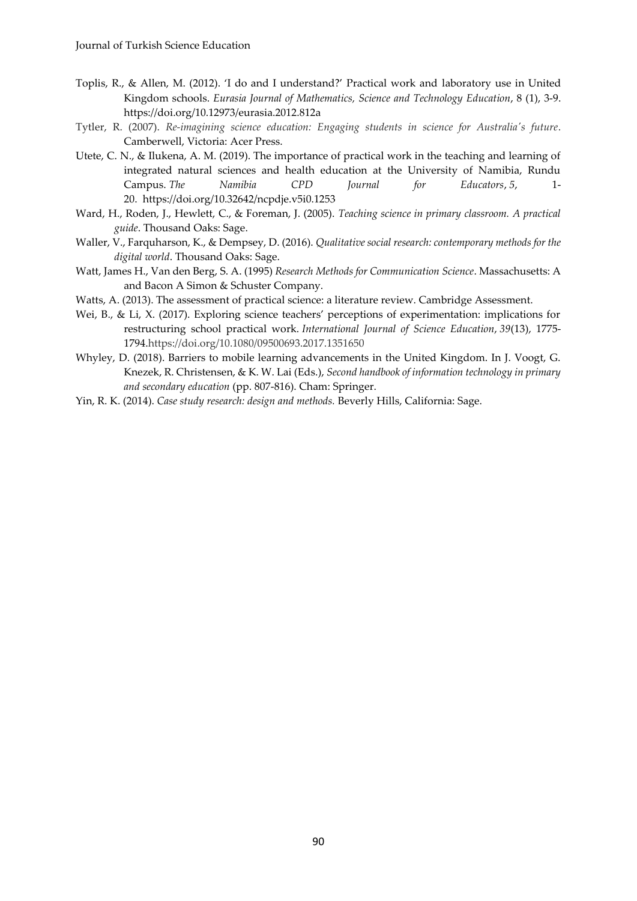Toplis, R., & Allen, M. (2012). 'I do and I understand?' Practical work and laboratory use in United Kingdom schools. *Eurasia Journal of Mathematics, Science and Technology Education*, 8 (1), 3-9. https://doi.org/10.12973/eurasia.2012.812a

Tytler, R. (2007). *Re-imagining science education: Engaging students in science for Australia's future*. Camberwell, Victoria: Acer Press.

Utete, C. N., & Ilukena, A. M. (2019). The importance of practical work in the teaching and learning of integrated natural sciences and health education at the University of Namibia, Rundu Campus. *The Namibia CPD Journal for Educators*, *5*, 1-20. https://doi.org/10.32642/ncpdje.v5i0.1253

Ward, H., Roden, J., Hewlett, C., & Foreman, J. (2005). *Teaching science in primary classroom. A practical guide*. Thousand Oaks: Sage.

Waller, V., Farquharson, K., & Dempsey, D. (2016). *Qualitative social research: contemporary methods for the digital world*. Thousand Oaks: Sage.

Watt, James H., Van den Berg, S. A. (1995) *Research Methods for Communication Science*. Massachusetts: A and Bacon A Simon & Schuster Company.

Watts, A. (2013). The assessment of practical science: a literature review. Cambridge Assessment.

Wei, B., & Li, X. (2017). Exploring science teachers' perceptions of experimentation: implications for restructuring school practical work. *International Journal of Science Education*, *39*(13), 1775-1794.https://doi.org/10.1080/09500693.2017.1351650

Whyley, D. (2018). Barriers to mobile learning advancements in the United Kingdom. In J. Voogt, G. Knezek, R. Christensen, & K. W. Lai (Eds.), *Second handbook of information technology in primary and secondary education* (pp. 807-816). Cham: Springer.

Yin, R. K. (2014). *Case study research: design and methods.* Beverly Hills, California: Sage.